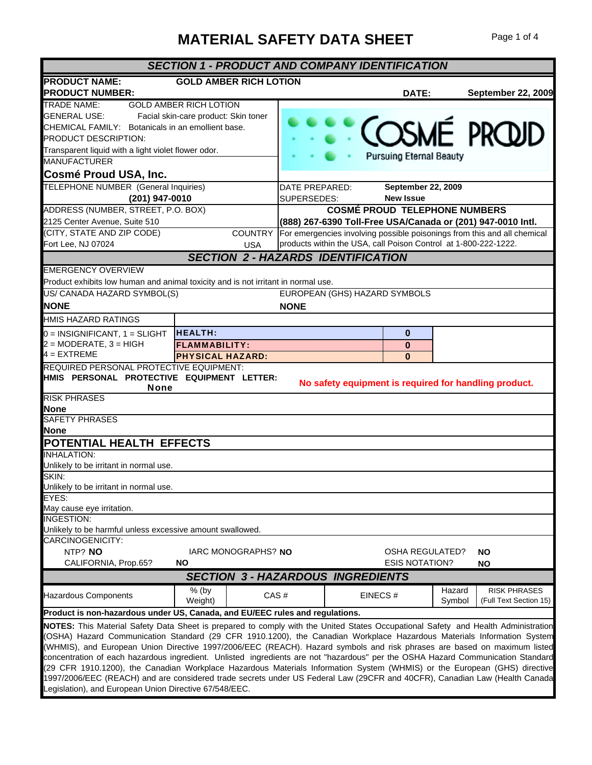# MATERIAL SAFETY DATA SHEET

## SECTION 1 - PRODUCT AND COMPANY IDENTIFICATION

**PRODUCT NAME:** **GOLD AMBER RICH LOTION**

**PRODUCT NUMBER:**

**DATE:** **September 22, 2009**

TRADE NAME: GOLD AMBER RICH LOTION

GENERAL USE: Facial skin-care product: Skin toner

CHEMICAL FAMILY: Botanicals in an emollient base.

PRODUCT DESCRIPTION:

Transparent liquid with a light violet flower odor.

COSMÉ PROUD — Pursuing Eternal Beauty

MANUFACTURER

**Cosmé Proud USA, Inc.**

TELEPHONE NUMBER (General Inquiries)

**(201) 947-0010**

DATE PREPARED: **September 22, 2009**

SUPERSEDES: **New Issue**

ADDRESS (NUMBER, STREET, P.O. BOX)

2125 Center Avenue, Suite 510

(CITY, STATE AND ZIP CODE) COUNTRY

Fort Lee, NJ 07024 USA

**COSMÉ PROUD TELEPHONE NUMBERS**

**(888) 267-6390 Toll-Free USA/Canada or (201) 947-0010 Intl.**

For emergencies involving possible poisonings from this and all chemical products within the USA, call Poison Control at 1-800-222-1222.

## SECTION 2 - HAZARDS IDENTIFICATION

EMERGENCY OVERVIEW

Product exhibits low human and animal toxicity and is not irritant in normal use.

US/ CANADA HAZARD SYMBOL(S): **NONE**

EUROPEAN (GHS) HAZARD SYMBOLS: **NONE**

HMIS HAZARD RATINGS

0 = INSIGNIFICANT, 1 = SLIGHT
2 = MODERATE, 3 = HIGH
4 = EXTREME

| | |
|---|---|
| **HEALTH:** | **0** |
| **FLAMMABILITY:** | **0** |
| **PHYSICAL HAZARD:** | **0** |

REQUIRED PERSONAL PROTECTIVE EQUIPMENT:

**HMIS PERSONAL PROTECTIVE EQUIPMENT LETTER: None**

**No safety equipment is required for handling product.**

RISK PHRASES

**None**

SAFETY PHRASES

**None**

### POTENTIAL HEALTH EFFECTS

INHALATION:

Unlikely to be irritant in normal use.

SKIN:

Unlikely to be irritant in normal use.

EYES:

May cause eye irritation.

INGESTION:

Unlikely to be harmful unless excessive amount swallowed.

CARCINOGENICITY:

NTP? **NO** IARC MONOGRAPHS? **NO** OSHA REGULATED? **NO**

CALIFORNIA, Prop.65? **NO** ESIS NOTATION? **NO**

## SECTION 3 - HAZARDOUS INGREDIENTS

| Hazardous Components | % (by Weight) | CAS # | EINECS # | Hazard Symbol | RISK PHRASES (Full Text Section 15) |
|---|---|---|---|---|---|

**Product is non-hazardous under US, Canada, and EU/EEC rules and regulations.**

**NOTES:** This Material Safety Data Sheet is prepared to comply with the United States Occupational Safety and Health Administration (OSHA) Hazard Communication Standard (29 CFR 1910.1200), the Canadian Workplace Hazardous Materials Information System (WHMIS), and European Union Directive 1997/2006/EEC (REACH). Hazard symbols and risk phrases are based on maximum listed concentration of each hazardous ingredient. Unlisted ingredients are not "hazardous" per the OSHA Hazard Communication Standard (29 CFR 1910.1200), the Canadian Workplace Hazardous Materials Information System (WHMIS) or the European (GHS) directive 1997/2006/EEC (REACH) and are considered trade secrets under US Federal Law (29CFR and 40CFR), Canadian Law (Health Canada Legislation), and European Union Directive 67/548/EEC.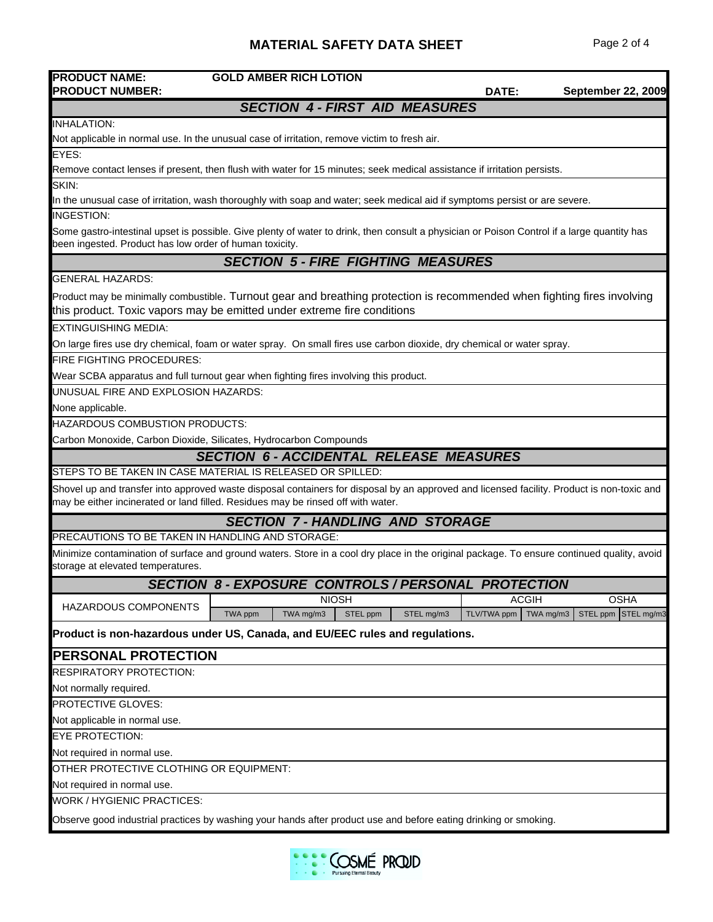**PRODUCT NAME:** GOLD AMBER RICH LOTION

**PRODUCT NUMBER:** **DATE:** September 22, 2009

## SECTION 4 - FIRST AID MEASURES

INHALATION:

Not applicable in normal use. In the unusual case of irritation, remove victim to fresh air.

EYES:

Remove contact lenses if present, then flush with water for 15 minutes; seek medical assistance if irritation persists.

SKIN:

In the unusual case of irritation, wash thoroughly with soap and water; seek medical aid if symptoms persist or are severe.

INGESTION:

Some gastro-intestinal upset is possible. Give plenty of water to drink, then consult a physician or Poison Control if a large quantity has been ingested. Product has low order of human toxicity.

## SECTION 5 - FIRE FIGHTING MEASURES

GENERAL HAZARDS:

Product may be minimally combustible. Turnout gear and breathing protection is recommended when fighting fires involving this product. Toxic vapors may be emitted under extreme fire conditions

EXTINGUISHING MEDIA:

On large fires use dry chemical, foam or water spray. On small fires use carbon dioxide, dry chemical or water spray.

FIRE FIGHTING PROCEDURES:

Wear SCBA apparatus and full turnout gear when fighting fires involving this product.

UNUSUAL FIRE AND EXPLOSION HAZARDS:

None applicable.

HAZARDOUS COMBUSTION PRODUCTS:

Carbon Monoxide, Carbon Dioxide, Silicates, Hydrocarbon Compounds

## SECTION 6 - ACCIDENTAL RELEASE MEASURES

STEPS TO BE TAKEN IN CASE MATERIAL IS RELEASED OR SPILLED:

Shovel up and transfer into approved waste disposal containers for disposal by an approved and licensed facility. Product is non-toxic and may be either incinerated or land filled. Residues may be rinsed off with water.

## SECTION 7 - HANDLING AND STORAGE

PRECAUTIONS TO BE TAKEN IN HANDLING AND STORAGE:

Minimize contamination of surface and ground waters. Store in a cool dry place in the original package. To ensure continued quality, avoid storage at elevated temperatures.

## SECTION 8 - EXPOSURE CONTROLS / PERSONAL PROTECTION

| HAZARDOUS COMPONENTS | NIOSH | | | | ACGIH | | OSHA | |
|---|---|---|---|---|---|---|---|---|
| | TWA ppm | TWA mg/m3 | STEL ppm | STEL mg/m3 | TLV/TWA ppm | TWA mg/m3 | STEL ppm | STEL mg/m3 |

**Product is non-hazardous under US, Canada, and EU/EEC rules and regulations.**

## PERSONAL PROTECTION

RESPIRATORY PROTECTION:

Not normally required.

PROTECTIVE GLOVES:

Not applicable in normal use.

EYE PROTECTION:

Not required in normal use.

OTHER PROTECTIVE CLOTHING OR EQUIPMENT:

Not required in normal use.

WORK / HYGIENIC PRACTICES:

Observe good industrial practices by washing your hands after product use and before eating drinking or smoking.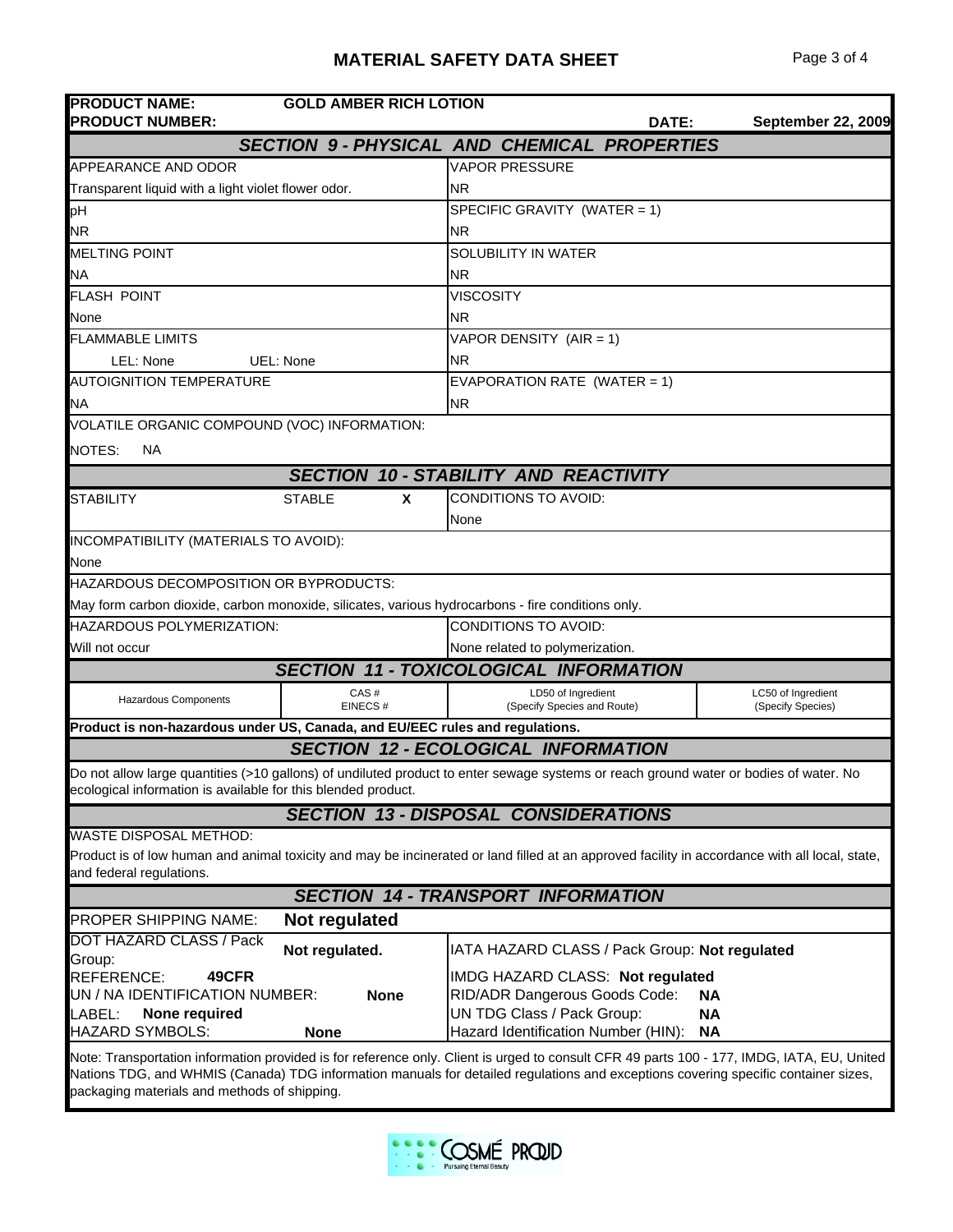# MATERIAL SAFETY DATA SHEET

**PRODUCT NAME:** GOLD AMBER RICH LOTION
**PRODUCT NUMBER:**
**DATE:** September 22, 2009

## SECTION 9 - PHYSICAL AND CHEMICAL PROPERTIES

| APPEARANCE AND ODOR | VAPOR PRESSURE |
|---|---|
| Transparent liquid with a light violet flower odor. | NR |
| pH | SPECIFIC GRAVITY (WATER = 1) |
| NR | NR |
| MELTING POINT | SOLUBILITY IN WATER |
| NA | NR |
| FLASH POINT | VISCOSITY |
| None | NR |
| FLAMMABLE LIMITS | VAPOR DENSITY (AIR = 1) |
| LEL: None UEL: None | NR |
| AUTOIGNITION TEMPERATURE | EVAPORATION RATE (WATER = 1) |
| NA | NR |

VOLATILE ORGANIC COMPOUND (VOC) INFORMATION:

NOTES: NA

## SECTION 10 - STABILITY AND REACTIVITY

| STABILITY | STABLE X | CONDITIONS TO AVOID: None |
|---|---|---|

INCOMPATIBILITY (MATERIALS TO AVOID):
None

HAZARDOUS DECOMPOSITION OR BYPRODUCTS:
May form carbon dioxide, carbon monoxide, silicates, various hydrocarbons - fire conditions only.

| HAZARDOUS POLYMERIZATION: | CONDITIONS TO AVOID: |
|---|---|
| Will not occur | None related to polymerization. |

## SECTION 11 - TOXICOLOGICAL INFORMATION

| Hazardous Components | CAS # EINECS # | LD50 of Ingredient (Specify Species and Route) | LC50 of Ingredient (Specify Species) |
|---|---|---|---|

**Product is non-hazardous under US, Canada, and EU/EEC rules and regulations.**

## SECTION 12 - ECOLOGICAL INFORMATION

Do not allow large quantities (>10 gallons) of undiluted product to enter sewage systems or reach ground water or bodies of water. No ecological information is available for this blended product.

## SECTION 13 - DISPOSAL CONSIDERATIONS

WASTE DISPOSAL METHOD:
Product is of low human and animal toxicity and may be incinerated or land filled at an approved facility in accordance with all local, state, and federal regulations.

## SECTION 14 - TRANSPORT INFORMATION

PROPER SHIPPING NAME: **Not regulated**

| | |
|---|---|
| DOT HAZARD CLASS / Pack Group: **Not regulated.** | IATA HAZARD CLASS / Pack Group: **Not regulated** |
| REFERENCE: **49CFR** | IMDG HAZARD CLASS: **Not regulated** |
| UN / NA IDENTIFICATION NUMBER: **None** | RID/ADR Dangerous Goods Code: **NA** |
| LABEL: **None required** | UN TDG Class / Pack Group: **NA** |
| HAZARD SYMBOLS: **None** | Hazard Identification Number (HIN): **NA** |

Note: Transportation information provided is for reference only. Client is urged to consult CFR 49 parts 100 - 177, IMDG, IATA, EU, United Nations TDG, and WHMIS (Canada) TDG information manuals for detailed regulations and exceptions covering specific container sizes, packaging materials and methods of shipping.

COSMÉ PROUD
Pursuing Eternal Beauty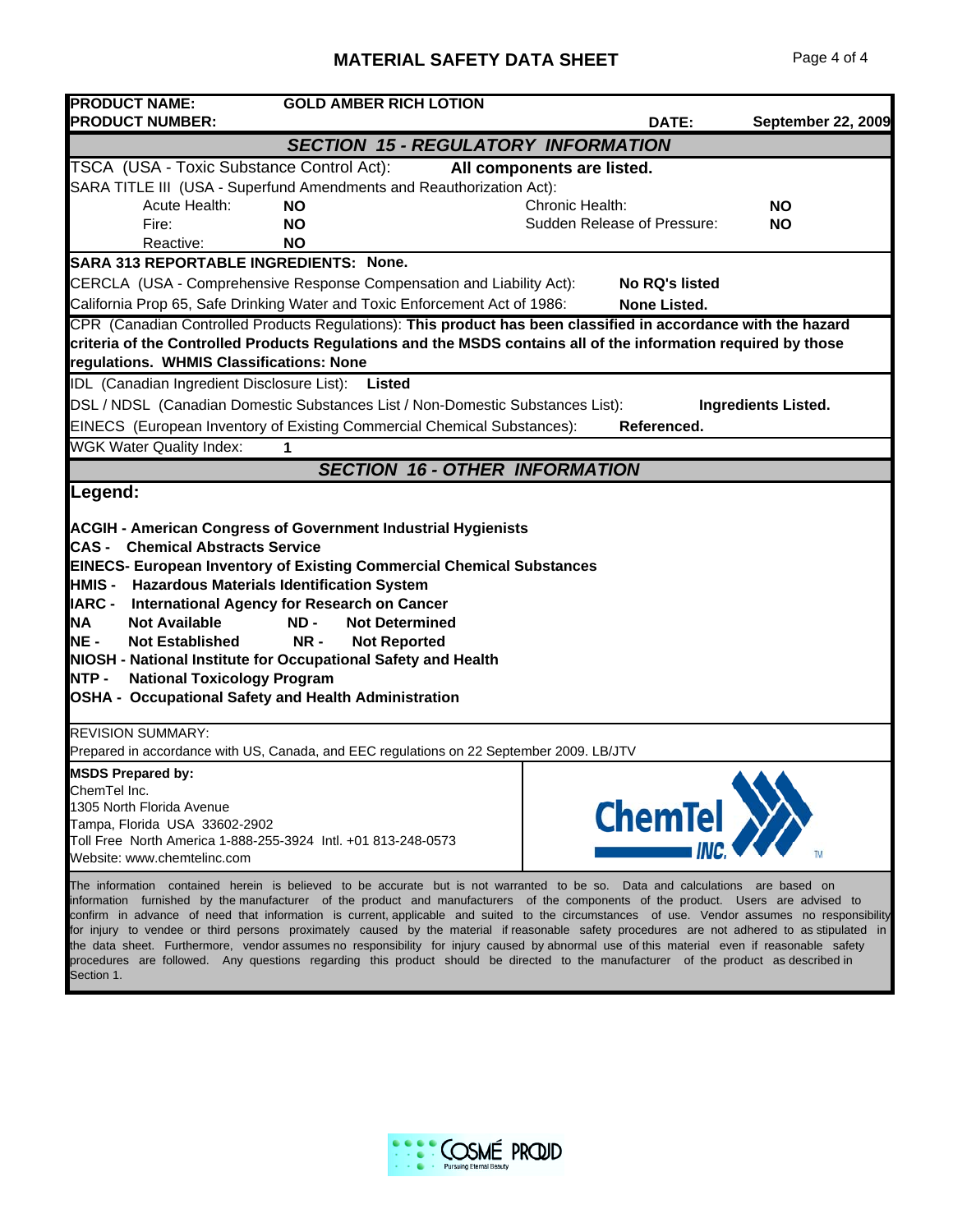# MATERIAL SAFETY DATA SHEET

**PRODUCT NAME:** GOLD AMBER RICH LOTION
**PRODUCT NUMBER:** **DATE:** September 22, 2009

## SECTION 15 - REGULATORY INFORMATION

TSCA (USA - Toxic Substance Control Act): **All components are listed.**

SARA TITLE III (USA - Superfund Amendments and Reauthorization Act):

| | | | |
|---|---|---|---|
| Acute Health: | **NO** | Chronic Health: | **NO** |
| Fire: | **NO** | Sudden Release of Pressure: | **NO** |
| Reactive: | **NO** | | |

**SARA 313 REPORTABLE INGREDIENTS: None.**

CERCLA (USA - Comprehensive Response Compensation and Liability Act): **No RQ's listed**

California Prop 65, Safe Drinking Water and Toxic Enforcement Act of 1986: **None Listed.**

CPR (Canadian Controlled Products Regulations): **This product has been classified in accordance with the hazard criteria of the Controlled Products Regulations and the MSDS contains all of the information required by those regulations. WHMIS Classifications: None**

IDL (Canadian Ingredient Disclosure List): **Listed**

DSL / NDSL (Canadian Domestic Substances List / Non-Domestic Substances List): **Ingredients Listed.**

EINECS (European Inventory of Existing Commercial Chemical Substances): **Referenced.**

WGK Water Quality Index: **1**

## SECTION 16 - OTHER INFORMATION

**Legend:**

**ACGIH - American Congress of Government Industrial Hygienists**
**CAS - Chemical Abstracts Service**
**EINECS- European Inventory of Existing Commercial Chemical Substances**
**HMIS - Hazardous Materials Identification System**
**IARC - International Agency for Research on Cancer**
**NA Not Available ND - Not Determined**
**NE - Not Established NR - Not Reported**
**NIOSH - National Institute for Occupational Safety and Health**
**NTP - National Toxicology Program**
**OSHA - Occupational Safety and Health Administration**

REVISION SUMMARY:
Prepared in accordance with US, Canada, and EEC regulations on 22 September 2009. LB/JTV

**MSDS Prepared by:**
ChemTel Inc.
1305 North Florida Avenue
Tampa, Florida USA 33602-2902
Toll Free North America 1-888-255-3924 Intl. +01 813-248-0573
Website: www.chemtelinc.com

ChemTel INC. ™

The information contained herein is believed to be accurate but is not warranted to be so. Data and calculations are based on information furnished by the manufacturer of the product and manufacturers of the components of the product. Users are advised to confirm in advance of need that information is current, applicable and suited to the circumstances of use. Vendor assumes no responsibility for injury to vendee or third persons proximately caused by the material if reasonable safety procedures are not adhered to as stipulated in the data sheet. Furthermore, vendor assumes no responsibility for injury caused by abnormal use of this material even if reasonable safety procedures are followed. Any questions regarding this product should be directed to the manufacturer of the product as described in Section 1.

COSMÉ PROUD
Pursuing Eternal Beauty